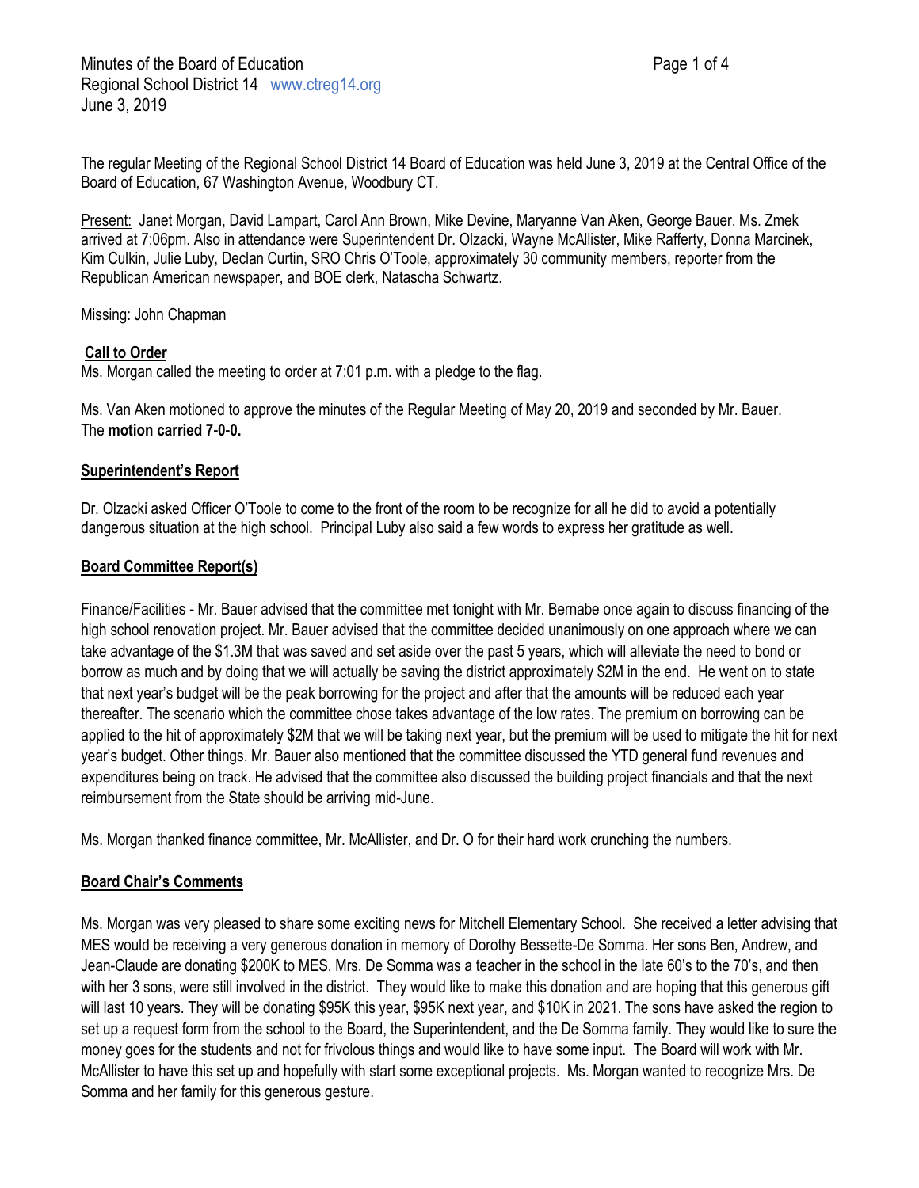Minutes of the Board of Education
Regional School District 14 www.ctreg14.org
June 3, 2019

The regular Meeting of the Regional School District 14 Board of Education was held June 3, 2019 at the Central Office of the Board of Education, 67 Washington Avenue, Woodbury CT.

Present: Janet Morgan, David Lampart, Carol Ann Brown, Mike Devine, Maryanne Van Aken, George Bauer. Ms. Zmek arrived at 7:06pm. Also in attendance were Superintendent Dr. Olzacki, Wayne McAllister, Mike Rafferty, Donna Marcinek, Kim Culkin, Julie Luby, Declan Curtin, SRO Chris O'Toole, approximately 30 community members, reporter from the Republican American newspaper, and BOE clerk, Natascha Schwartz.

Missing: John Chapman

**Call to Order**

Ms. Morgan called the meeting to order at 7:01 p.m. with a pledge to the flag.

Ms. Van Aken motioned to approve the minutes of the Regular Meeting of May 20, 2019 and seconded by Mr. Bauer. The **motion carried 7-0-0.**

**Superintendent's Report**

Dr. Olzacki asked Officer O'Toole to come to the front of the room to be recognize for all he did to avoid a potentially dangerous situation at the high school. Principal Luby also said a few words to express her gratitude as well.

**Board Committee Report(s)**

Finance/Facilities - Mr. Bauer advised that the committee met tonight with Mr. Bernabe once again to discuss financing of the high school renovation project. Mr. Bauer advised that the committee decided unanimously on one approach where we can take advantage of the $1.3M that was saved and set aside over the past 5 years, which will alleviate the need to bond or borrow as much and by doing that we will actually be saving the district approximately $2M in the end. He went on to state that next year's budget will be the peak borrowing for the project and after that the amounts will be reduced each year thereafter. The scenario which the committee chose takes advantage of the low rates. The premium on borrowing can be applied to the hit of approximately $2M that we will be taking next year, but the premium will be used to mitigate the hit for next year's budget. Other things. Mr. Bauer also mentioned that the committee discussed the YTD general fund revenues and expenditures being on track. He advised that the committee also discussed the building project financials and that the next reimbursement from the State should be arriving mid-June.

Ms. Morgan thanked finance committee, Mr. McAllister, and Dr. O for their hard work crunching the numbers.

**Board Chair's Comments**

Ms. Morgan was very pleased to share some exciting news for Mitchell Elementary School. She received a letter advising that MES would be receiving a very generous donation in memory of Dorothy Bessette-De Somma. Her sons Ben, Andrew, and Jean-Claude are donating $200K to MES. Mrs. De Somma was a teacher in the school in the late 60's to the 70's, and then with her 3 sons, were still involved in the district. They would like to make this donation and are hoping that this generous gift will last 10 years. They will be donating $95K this year, $95K next year, and $10K in 2021. The sons have asked the region to set up a request form from the school to the Board, the Superintendent, and the De Somma family. They would like to sure the money goes for the students and not for frivolous things and would like to have some input. The Board will work with Mr. McAllister to have this set up and hopefully with start some exceptional projects. Ms. Morgan wanted to recognize Mrs. De Somma and her family for this generous gesture.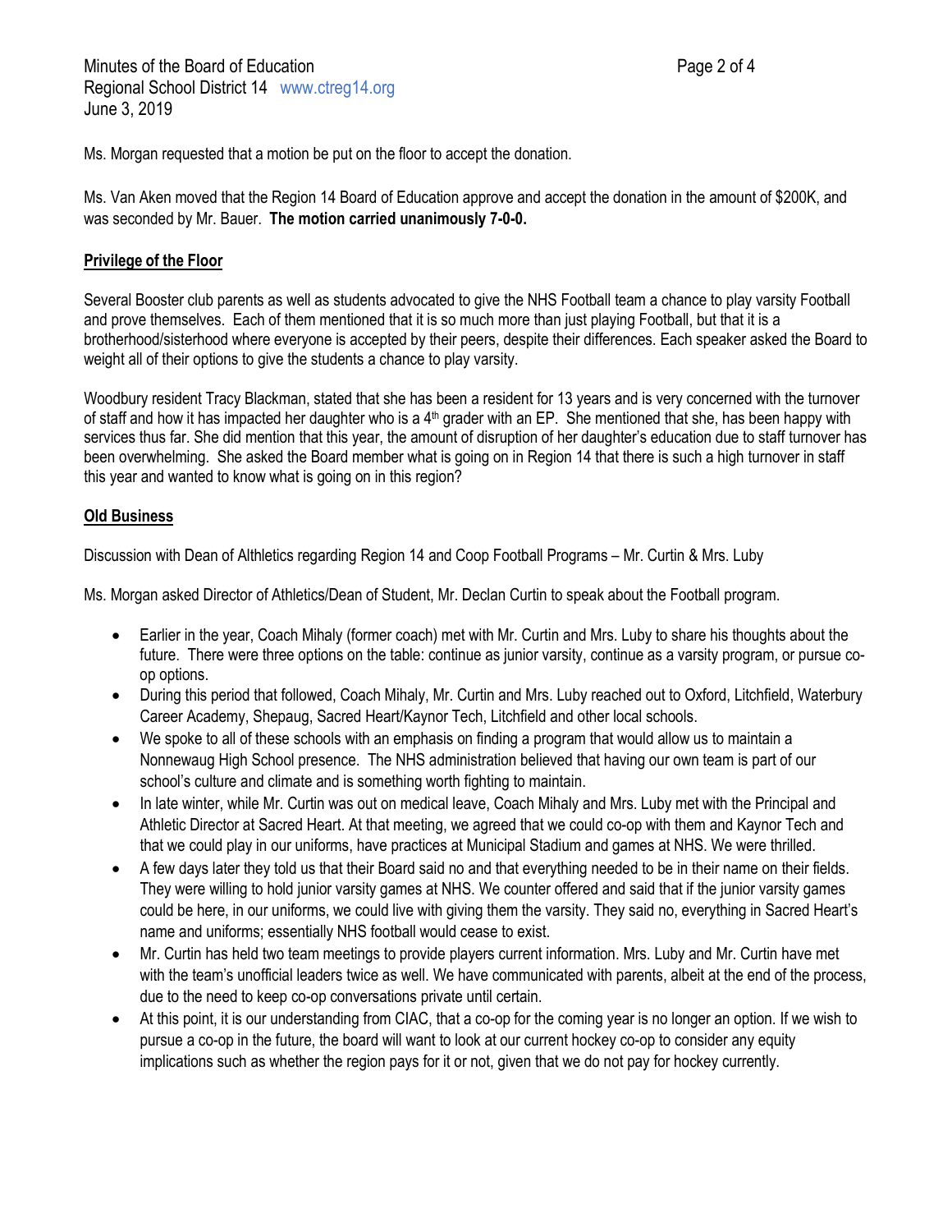Ms. Morgan requested that a motion be put on the floor to accept the donation.

Ms. Van Aken moved that the Region 14 Board of Education approve and accept the donation in the amount of $200K, and was seconded by Mr. Bauer. **The motion carried unanimously 7-0-0.**

## Privilege of the Floor

Several Booster club parents as well as students advocated to give the NHS Football team a chance to play varsity Football and prove themselves. Each of them mentioned that it is so much more than just playing Football, but that it is a brotherhood/sisterhood where everyone is accepted by their peers, despite their differences. Each speaker asked the Board to weight all of their options to give the students a chance to play varsity.

Woodbury resident Tracy Blackman, stated that she has been a resident for 13 years and is very concerned with the turnover of staff and how it has impacted her daughter who is a 4th grader with an EP. She mentioned that she, has been happy with services thus far. She did mention that this year, the amount of disruption of her daughter's education due to staff turnover has been overwhelming. She asked the Board member what is going on in Region 14 that there is such a high turnover in staff this year and wanted to know what is going on in this region?

## Old Business

Discussion with Dean of Althletics regarding Region 14 and Coop Football Programs – Mr. Curtin & Mrs. Luby

Ms. Morgan asked Director of Athletics/Dean of Student, Mr. Declan Curtin to speak about the Football program.

- Earlier in the year, Coach Mihaly (former coach) met with Mr. Curtin and Mrs. Luby to share his thoughts about the future. There were three options on the table: continue as junior varsity, continue as a varsity program, or pursue co-op options.
- During this period that followed, Coach Mihaly, Mr. Curtin and Mrs. Luby reached out to Oxford, Litchfield, Waterbury Career Academy, Shepaug, Sacred Heart/Kaynor Tech, Litchfield and other local schools.
- We spoke to all of these schools with an emphasis on finding a program that would allow us to maintain a Nonnewaug High School presence. The NHS administration believed that having our own team is part of our school's culture and climate and is something worth fighting to maintain.
- In late winter, while Mr. Curtin was out on medical leave, Coach Mihaly and Mrs. Luby met with the Principal and Athletic Director at Sacred Heart. At that meeting, we agreed that we could co-op with them and Kaynor Tech and that we could play in our uniforms, have practices at Municipal Stadium and games at NHS. We were thrilled.
- A few days later they told us that their Board said no and that everything needed to be in their name on their fields. They were willing to hold junior varsity games at NHS. We counter offered and said that if the junior varsity games could be here, in our uniforms, we could live with giving them the varsity. They said no, everything in Sacred Heart's name and uniforms; essentially NHS football would cease to exist.
- Mr. Curtin has held two team meetings to provide players current information. Mrs. Luby and Mr. Curtin have met with the team's unofficial leaders twice as well. We have communicated with parents, albeit at the end of the process, due to the need to keep co-op conversations private until certain.
- At this point, it is our understanding from CIAC, that a co-op for the coming year is no longer an option. If we wish to pursue a co-op in the future, the board will want to look at our current hockey co-op to consider any equity implications such as whether the region pays for it or not, given that we do not pay for hockey currently.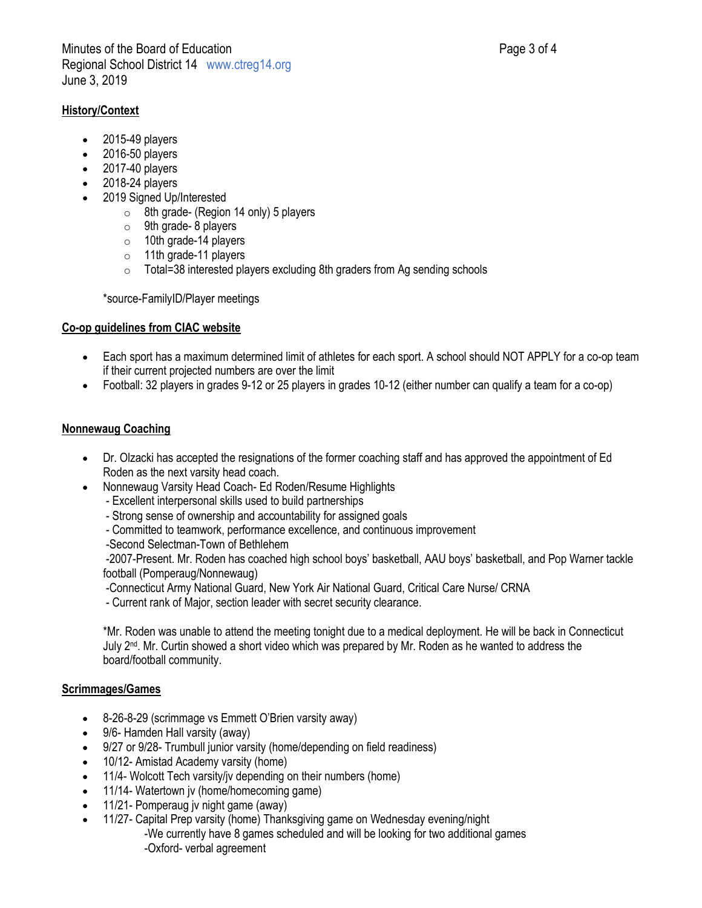**History/Context**

- 2015-49 players
- 2016-50 players
- 2017-40 players
- 2018-24 players
- 2019 Signed Up/Interested
    - 8th grade- (Region 14 only) 5 players
    - 9th grade- 8 players
    - 10th grade-14 players
    - 11th grade-11 players
    - Total=38 interested players excluding 8th graders from Ag sending schools

*source-FamilyID/Player meetings

**Co-op guidelines from CIAC website**

- Each sport has a maximum determined limit of athletes for each sport. A school should NOT APPLY for a co-op team if their current projected numbers are over the limit
- Football: 32 players in grades 9-12 or 25 players in grades 10-12 (either number can qualify a team for a co-op)

**Nonnewaug Coaching**

- Dr. Olzacki has accepted the resignations of the former coaching staff and has approved the appointment of Ed Roden as the next varsity head coach.
- Nonnewaug Varsity Head Coach- Ed Roden/Resume Highlights
  - Excellent interpersonal skills used to build partnerships
  - Strong sense of ownership and accountability for assigned goals
  - Committed to teamwork, performance excellence, and continuous improvement
  - Second Selectman-Town of Bethlehem
  - 2007-Present. Mr. Roden has coached high school boys' basketball, AAU boys' basketball, and Pop Warner tackle football (Pomperaug/Nonnewaug)
  - Connecticut Army National Guard, New York Air National Guard, Critical Care Nurse/ CRNA
  - Current rank of Major, section leader with secret security clearance.

  *Mr. Roden was unable to attend the meeting tonight due to a medical deployment. He will be back in Connecticut July 2nd. Mr. Curtin showed a short video which was prepared by Mr. Roden as he wanted to address the board/football community.

**Scrimmages/Games**

- 8-26-8-29 (scrimmage vs Emmett O'Brien varsity away)
- 9/6- Hamden Hall varsity (away)
- 9/27 or 9/28- Trumbull junior varsity (home/depending on field readiness)
- 10/12- Amistad Academy varsity (home)
- 11/4- Wolcott Tech varsity/jv depending on their numbers (home)
- 11/14- Watertown jv (home/homecoming game)
- 11/21- Pomperaug jv night game (away)
- 11/27- Capital Prep varsity (home) Thanksgiving game on Wednesday evening/night
  - We currently have 8 games scheduled and will be looking for two additional games
  - Oxford- verbal agreement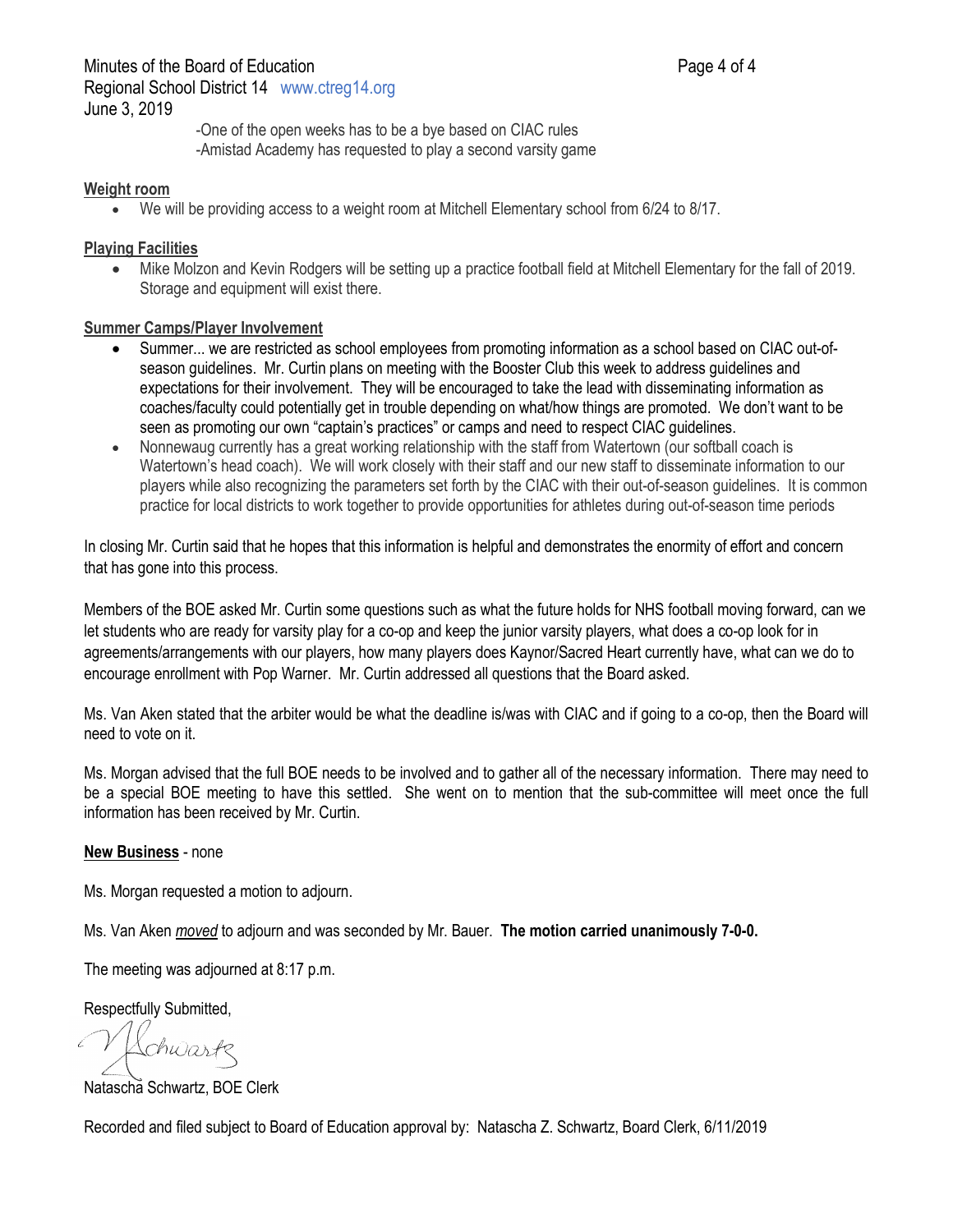-One of the open weeks has to be a bye based on CIAC rules
-Amistad Academy has requested to play a second varsity game

**Weight room**

- We will be providing access to a weight room at Mitchell Elementary school from 6/24 to 8/17.

**Playing Facilities**

- Mike Molzon and Kevin Rodgers will be setting up a practice football field at Mitchell Elementary for the fall of 2019. Storage and equipment will exist there.

**Summer Camps/Player Involvement**

- Summer... we are restricted as school employees from promoting information as a school based on CIAC out-of-season guidelines. Mr. Curtin plans on meeting with the Booster Club this week to address guidelines and expectations for their involvement. They will be encouraged to take the lead with disseminating information as coaches/faculty could potentially get in trouble depending on what/how things are promoted. We don't want to be seen as promoting our own "captain's practices" or camps and need to respect CIAC guidelines.
- Nonnewaug currently has a great working relationship with the staff from Watertown (our softball coach is Watertown's head coach). We will work closely with their staff and our new staff to disseminate information to our players while also recognizing the parameters set forth by the CIAC with their out-of-season guidelines. It is common practice for local districts to work together to provide opportunities for athletes during out-of-season time periods

In closing Mr. Curtin said that he hopes that this information is helpful and demonstrates the enormity of effort and concern that has gone into this process.

Members of the BOE asked Mr. Curtin some questions such as what the future holds for NHS football moving forward, can we let students who are ready for varsity play for a co-op and keep the junior varsity players, what does a co-op look for in agreements/arrangements with our players, how many players does Kaynor/Sacred Heart currently have, what can we do to encourage enrollment with Pop Warner. Mr. Curtin addressed all questions that the Board asked.

Ms. Van Aken stated that the arbiter would be what the deadline is/was with CIAC and if going to a co-op, then the Board will need to vote on it.

Ms. Morgan advised that the full BOE needs to be involved and to gather all of the necessary information. There may need to be a special BOE meeting to have this settled. She went on to mention that the sub-committee will meet once the full information has been received by Mr. Curtin.

**New Business** - none

Ms. Morgan requested a motion to adjourn.

Ms. Van Aken *moved* to adjourn and was seconded by Mr. Bauer. **The motion carried unanimously 7-0-0.**

The meeting was adjourned at 8:17 p.m.

Respectfully Submitted,

Natascha Schwartz, BOE Clerk

Recorded and filed subject to Board of Education approval by: Natascha Z. Schwartz, Board Clerk, 6/11/2019